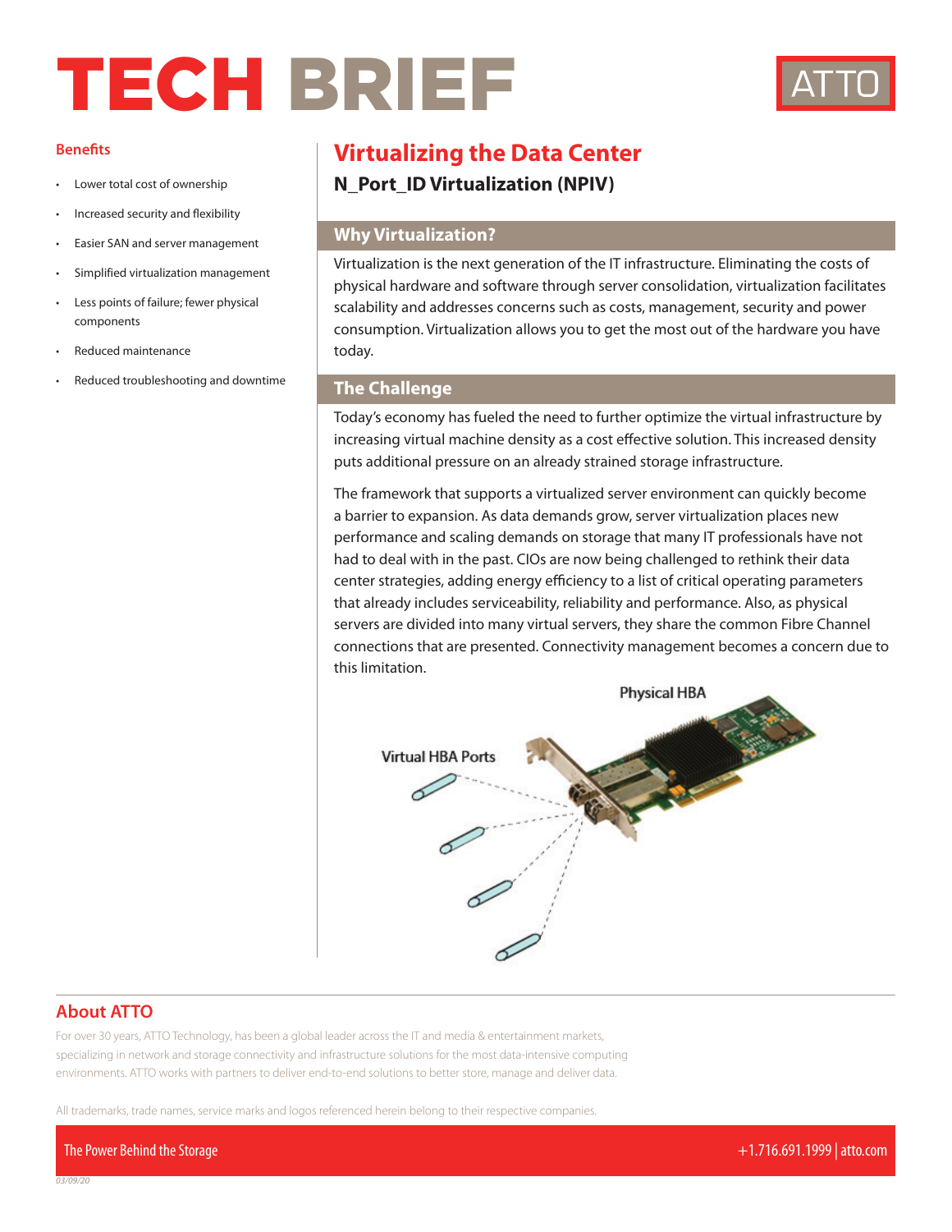# TECH BRIEF

ATTO

## Virtualizing the Data Center

### N_Port_ID Virtualization (NPIV)

### Benefits

- Lower total cost of ownership
- Increased security and flexibility
- Easier SAN and server management
- Simplified virtualization management
- Less points of failure; fewer physical components
- Reduced maintenance
- Reduced troubleshooting and downtime

### Why Virtualization?

Virtualization is the next generation of the IT infrastructure. Eliminating the costs of physical hardware and software through server consolidation, virtualization facilitates scalability and addresses concerns such as costs, management, security and power consumption. Virtualization allows you to get the most out of the hardware you have today.

### The Challenge

Today's economy has fueled the need to further optimize the virtual infrastructure by increasing virtual machine density as a cost effective solution. This increased density puts additional pressure on an already strained storage infrastructure.

The framework that supports a virtualized server environment can quickly become a barrier to expansion. As data demands grow, server virtualization places new performance and scaling demands on storage that many IT professionals have not had to deal with in the past. CIOs are now being challenged to rethink their data center strategies, adding energy efficiency to a list of critical operating parameters that already includes serviceability, reliability and performance. Also, as physical servers are divided into many virtual servers, they share the common Fibre Channel connections that are presented. Connectivity management becomes a concern due to this limitation.

Physical HBA

Virtual HBA Ports

## About ATTO

For over 30 years, ATTO Technology, has been a global leader across the IT and media & entertainment markets, specializing in network and storage connectivity and infrastructure solutions for the most data-intensive computing environments. ATTO works with partners to deliver end-to-end solutions to better store, manage and deliver data.

All trademarks, trade names, service marks and logos referenced herein belong to their respective companies.

The Power Behind the Storage

+1.716.691.1999 | atto.com

03/09/20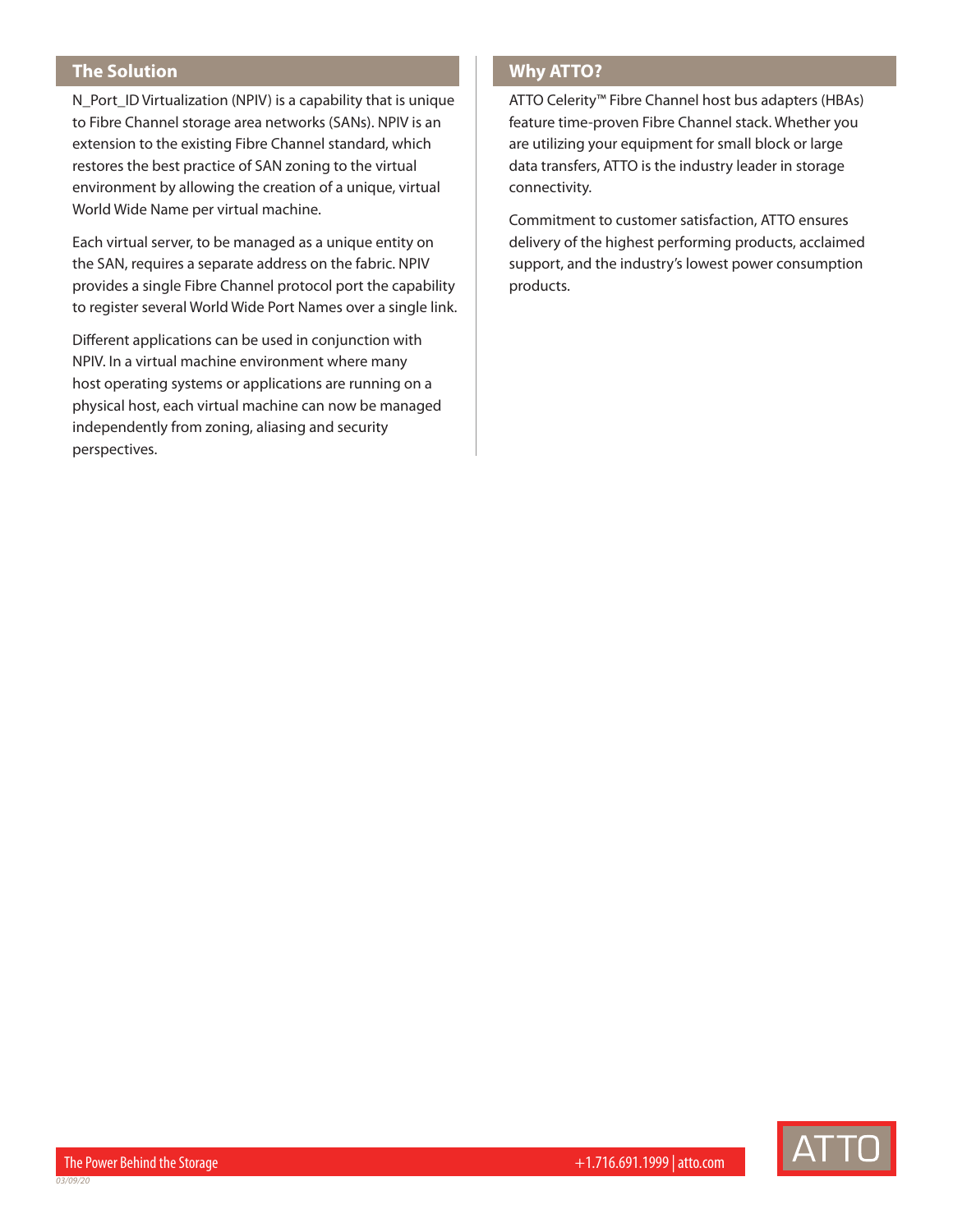## The Solution

N_Port_ID Virtualization (NPIV) is a capability that is unique to Fibre Channel storage area networks (SANs). NPIV is an extension to the existing Fibre Channel standard, which restores the best practice of SAN zoning to the virtual environment by allowing the creation of a unique, virtual World Wide Name per virtual machine.

Each virtual server, to be managed as a unique entity on the SAN, requires a separate address on the fabric. NPIV provides a single Fibre Channel protocol port the capability to register several World Wide Port Names over a single link.

Different applications can be used in conjunction with NPIV. In a virtual machine environment where many host operating systems or applications are running on a physical host, each virtual machine can now be managed independently from zoning, aliasing and security perspectives.

## Why ATTO?

ATTO Celerity™ Fibre Channel host bus adapters (HBAs) feature time-proven Fibre Channel stack. Whether you are utilizing your equipment for small block or large data transfers, ATTO is the industry leader in storage connectivity.

Commitment to customer satisfaction, ATTO ensures delivery of the highest performing products, acclaimed support, and the industry's lowest power consumption products.